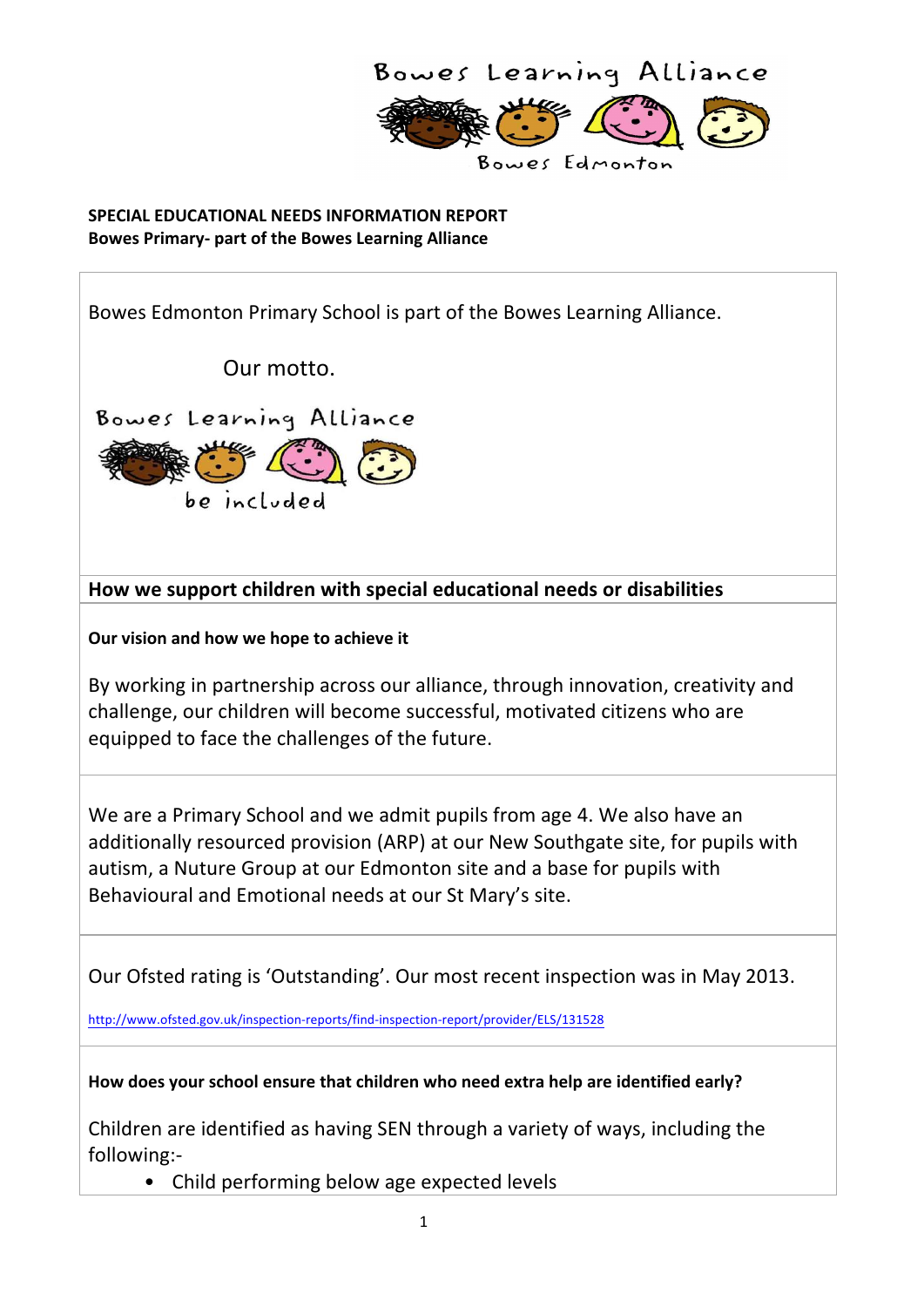Bowes Learning Alliance

Bowes Edmonton

**SPECIAL EDUCATIONAL NEEDS INFORMATION REPORT**
**Bowes Primary- part of the Bowes Learning Alliance**

Bowes Edmonton Primary School is part of the Bowes Learning Alliance.

Our motto.

Bowes Learning Alliance

be included

## How we support children with special educational needs or disabilities

**Our vision and how we hope to achieve it**

By working in partnership across our alliance, through innovation, creativity and challenge, our children will become successful, motivated citizens who are equipped to face the challenges of the future.

We are a Primary School and we admit pupils from age 4. We also have an additionally resourced provision (ARP) at our New Southgate site, for pupils with autism, a Nuture Group at our Edmonton site and a base for pupils with Behavioural and Emotional needs at our St Mary's site.

Our Ofsted rating is 'Outstanding'. Our most recent inspection was in May 2013.

http://www.ofsted.gov.uk/inspection-reports/find-inspection-report/provider/ELS/131528

**How does your school ensure that children who need extra help are identified early?**

Children are identified as having SEN through a variety of ways, including the following:-

- Child performing below age expected levels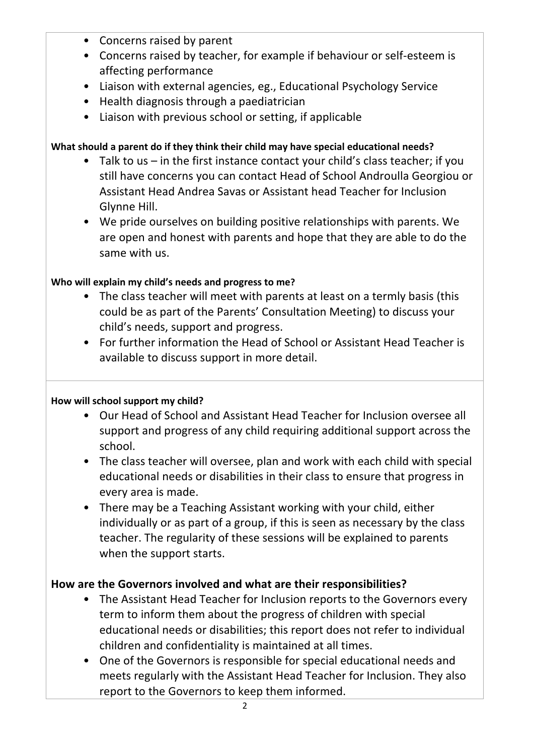- Concerns raised by parent
- Concerns raised by teacher, for example if behaviour or self-esteem is affecting performance
- Liaison with external agencies, eg., Educational Psychology Service
- Health diagnosis through a paediatrician
- Liaison with previous school or setting, if applicable

**What should a parent do if they think their child may have special educational needs?**

- Talk to us – in the first instance contact your child's class teacher; if you still have concerns you can contact Head of School Androulla Georgiou or Assistant Head Andrea Savas or Assistant head Teacher for Inclusion Glynne Hill.
- We pride ourselves on building positive relationships with parents. We are open and honest with parents and hope that they are able to do the same with us.

**Who will explain my child's needs and progress to me?**

- The class teacher will meet with parents at least on a termly basis (this could be as part of the Parents' Consultation Meeting) to discuss your child's needs, support and progress.
- For further information the Head of School or Assistant Head Teacher is available to discuss support in more detail.

**How will school support my child?**

- Our Head of School and Assistant Head Teacher for Inclusion oversee all support and progress of any child requiring additional support across the school.
- The class teacher will oversee, plan and work with each child with special educational needs or disabilities in their class to ensure that progress in every area is made.
- There may be a Teaching Assistant working with your child, either individually or as part of a group, if this is seen as necessary by the class teacher. The regularity of these sessions will be explained to parents when the support starts.

## How are the Governors involved and what are their responsibilities?

- The Assistant Head Teacher for Inclusion reports to the Governors every term to inform them about the progress of children with special educational needs or disabilities; this report does not refer to individual children and confidentiality is maintained at all times.
- One of the Governors is responsible for special educational needs and meets regularly with the Assistant Head Teacher for Inclusion. They also report to the Governors to keep them informed.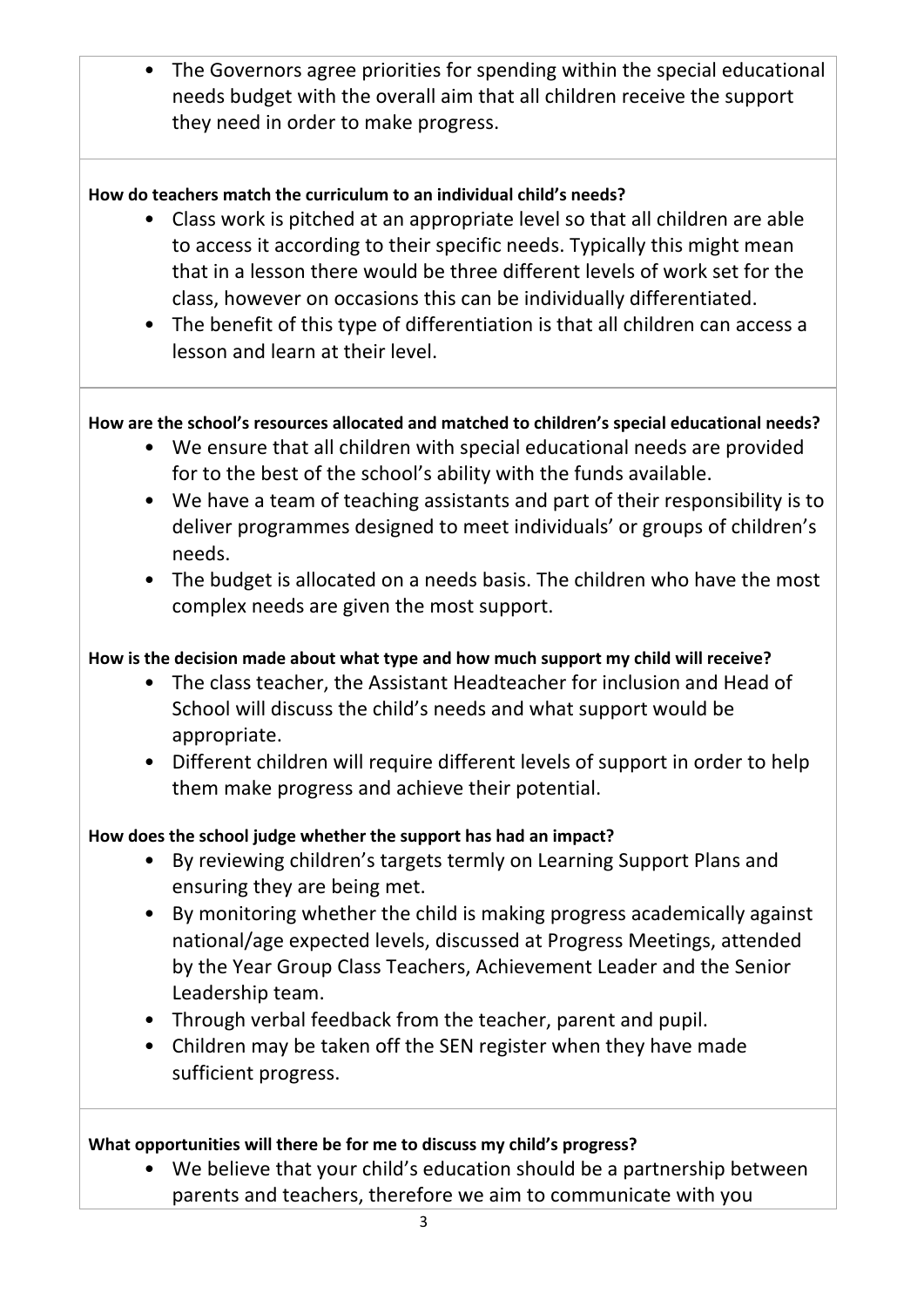- The Governors agree priorities for spending within the special educational needs budget with the overall aim that all children receive the support they need in order to make progress.

**How do teachers match the curriculum to an individual child's needs?**

- Class work is pitched at an appropriate level so that all children are able to access it according to their specific needs. Typically this might mean that in a lesson there would be three different levels of work set for the class, however on occasions this can be individually differentiated.
- The benefit of this type of differentiation is that all children can access a lesson and learn at their level.

**How are the school's resources allocated and matched to children's special educational needs?**

- We ensure that all children with special educational needs are provided for to the best of the school's ability with the funds available.
- We have a team of teaching assistants and part of their responsibility is to deliver programmes designed to meet individuals' or groups of children's needs.
- The budget is allocated on a needs basis. The children who have the most complex needs are given the most support.

**How is the decision made about what type and how much support my child will receive?**

- The class teacher, the Assistant Headteacher for inclusion and Head of School will discuss the child's needs and what support would be appropriate.
- Different children will require different levels of support in order to help them make progress and achieve their potential.

**How does the school judge whether the support has had an impact?**

- By reviewing children's targets termly on Learning Support Plans and ensuring they are being met.
- By monitoring whether the child is making progress academically against national/age expected levels, discussed at Progress Meetings, attended by the Year Group Class Teachers, Achievement Leader and the Senior Leadership team.
- Through verbal feedback from the teacher, parent and pupil.
- Children may be taken off the SEN register when they have made sufficient progress.

**What opportunities will there be for me to discuss my child's progress?**

- We believe that your child's education should be a partnership between parents and teachers, therefore we aim to communicate with you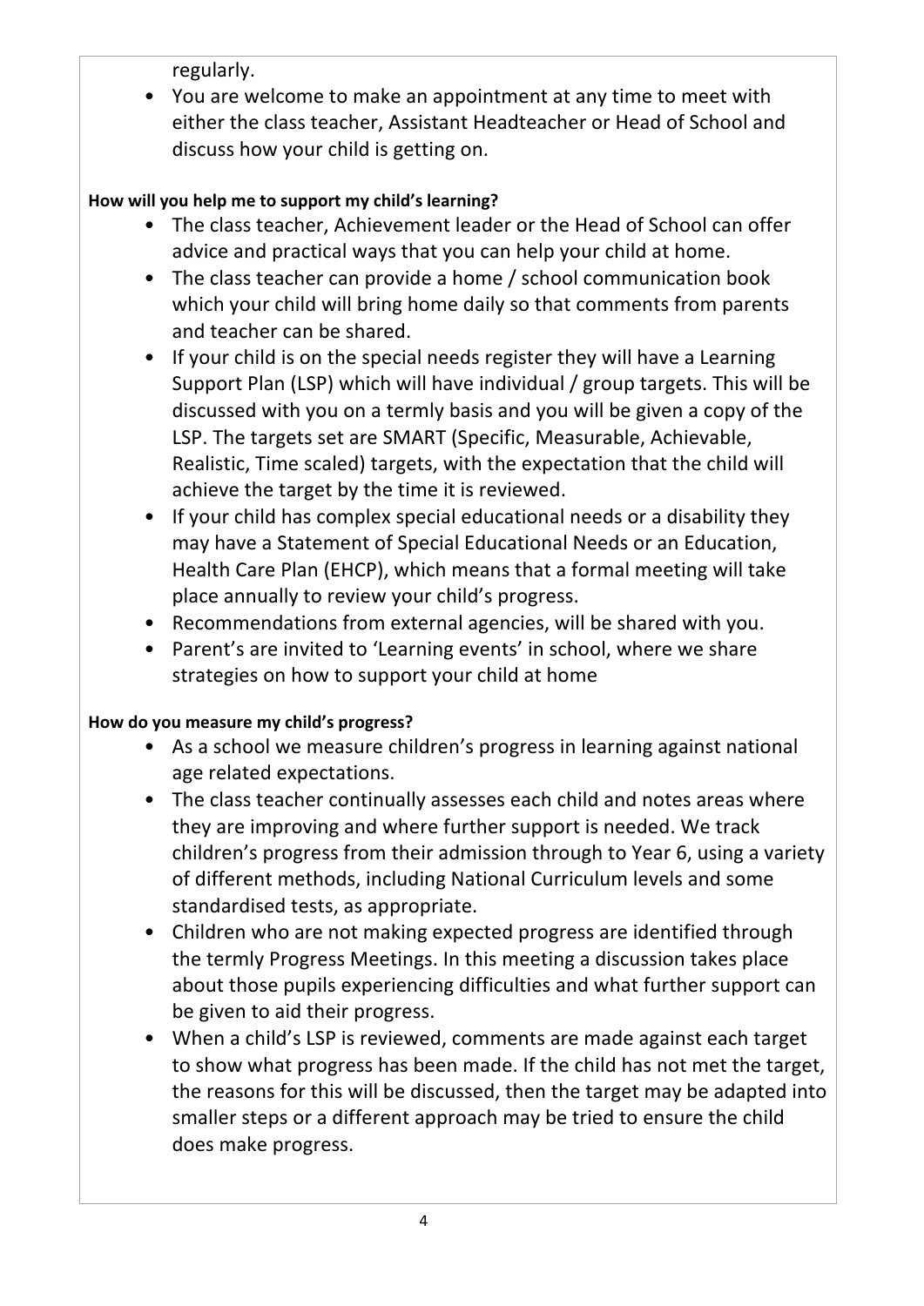regularly.

- You are welcome to make an appointment at any time to meet with either the class teacher, Assistant Headteacher or Head of School and discuss how your child is getting on.

**How will you help me to support my child's learning?**

- The class teacher, Achievement leader or the Head of School can offer advice and practical ways that you can help your child at home.
- The class teacher can provide a home / school communication book which your child will bring home daily so that comments from parents and teacher can be shared.
- If your child is on the special needs register they will have a Learning Support Plan (LSP) which will have individual / group targets. This will be discussed with you on a termly basis and you will be given a copy of the LSP. The targets set are SMART (Specific, Measurable, Achievable, Realistic, Time scaled) targets, with the expectation that the child will achieve the target by the time it is reviewed.
- If your child has complex special educational needs or a disability they may have a Statement of Special Educational Needs or an Education, Health Care Plan (EHCP), which means that a formal meeting will take place annually to review your child's progress.
- Recommendations from external agencies, will be shared with you.
- Parent's are invited to 'Learning events' in school, where we share strategies on how to support your child at home

**How do you measure my child's progress?**

- As a school we measure children's progress in learning against national age related expectations.
- The class teacher continually assesses each child and notes areas where they are improving and where further support is needed. We track children's progress from their admission through to Year 6, using a variety of different methods, including National Curriculum levels and some standardised tests, as appropriate.
- Children who are not making expected progress are identified through the termly Progress Meetings. In this meeting a discussion takes place about those pupils experiencing difficulties and what further support can be given to aid their progress.
- When a child's LSP is reviewed, comments are made against each target to show what progress has been made. If the child has not met the target, the reasons for this will be discussed, then the target may be adapted into smaller steps or a different approach may be tried to ensure the child does make progress.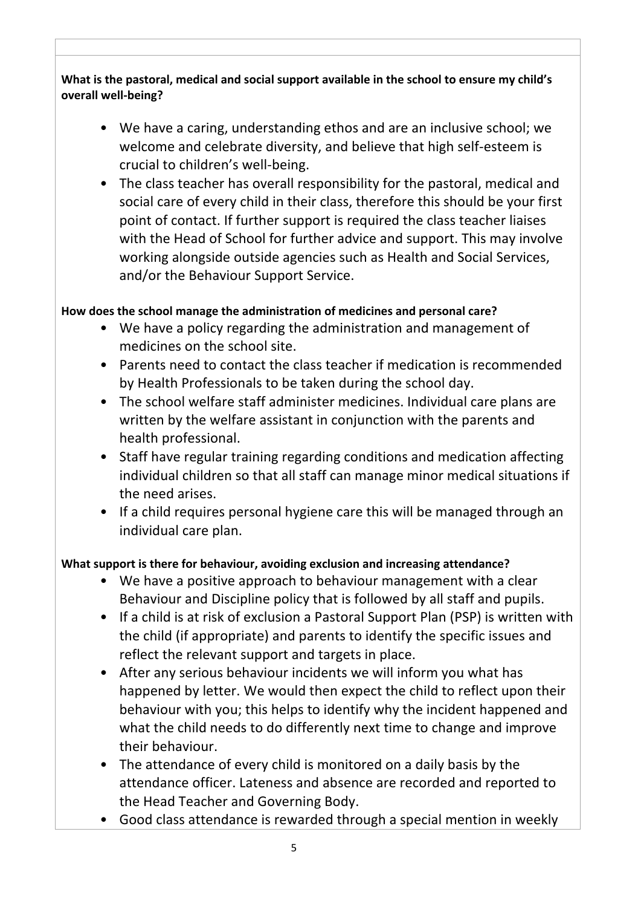**What is the pastoral, medical and social support available in the school to ensure my child's overall well-being?**

- We have a caring, understanding ethos and are an inclusive school; we welcome and celebrate diversity, and believe that high self-esteem is crucial to children's well-being.
- The class teacher has overall responsibility for the pastoral, medical and social care of every child in their class, therefore this should be your first point of contact. If further support is required the class teacher liaises with the Head of School for further advice and support. This may involve working alongside outside agencies such as Health and Social Services, and/or the Behaviour Support Service.

**How does the school manage the administration of medicines and personal care?**

- We have a policy regarding the administration and management of medicines on the school site.
- Parents need to contact the class teacher if medication is recommended by Health Professionals to be taken during the school day.
- The school welfare staff administer medicines. Individual care plans are written by the welfare assistant in conjunction with the parents and health professional.
- Staff have regular training regarding conditions and medication affecting individual children so that all staff can manage minor medical situations if the need arises.
- If a child requires personal hygiene care this will be managed through an individual care plan.

**What support is there for behaviour, avoiding exclusion and increasing attendance?**

- We have a positive approach to behaviour management with a clear Behaviour and Discipline policy that is followed by all staff and pupils.
- If a child is at risk of exclusion a Pastoral Support Plan (PSP) is written with the child (if appropriate) and parents to identify the specific issues and reflect the relevant support and targets in place.
- After any serious behaviour incidents we will inform you what has happened by letter. We would then expect the child to reflect upon their behaviour with you; this helps to identify why the incident happened and what the child needs to do differently next time to change and improve their behaviour.
- The attendance of every child is monitored on a daily basis by the attendance officer. Lateness and absence are recorded and reported to the Head Teacher and Governing Body.
- Good class attendance is rewarded through a special mention in weekly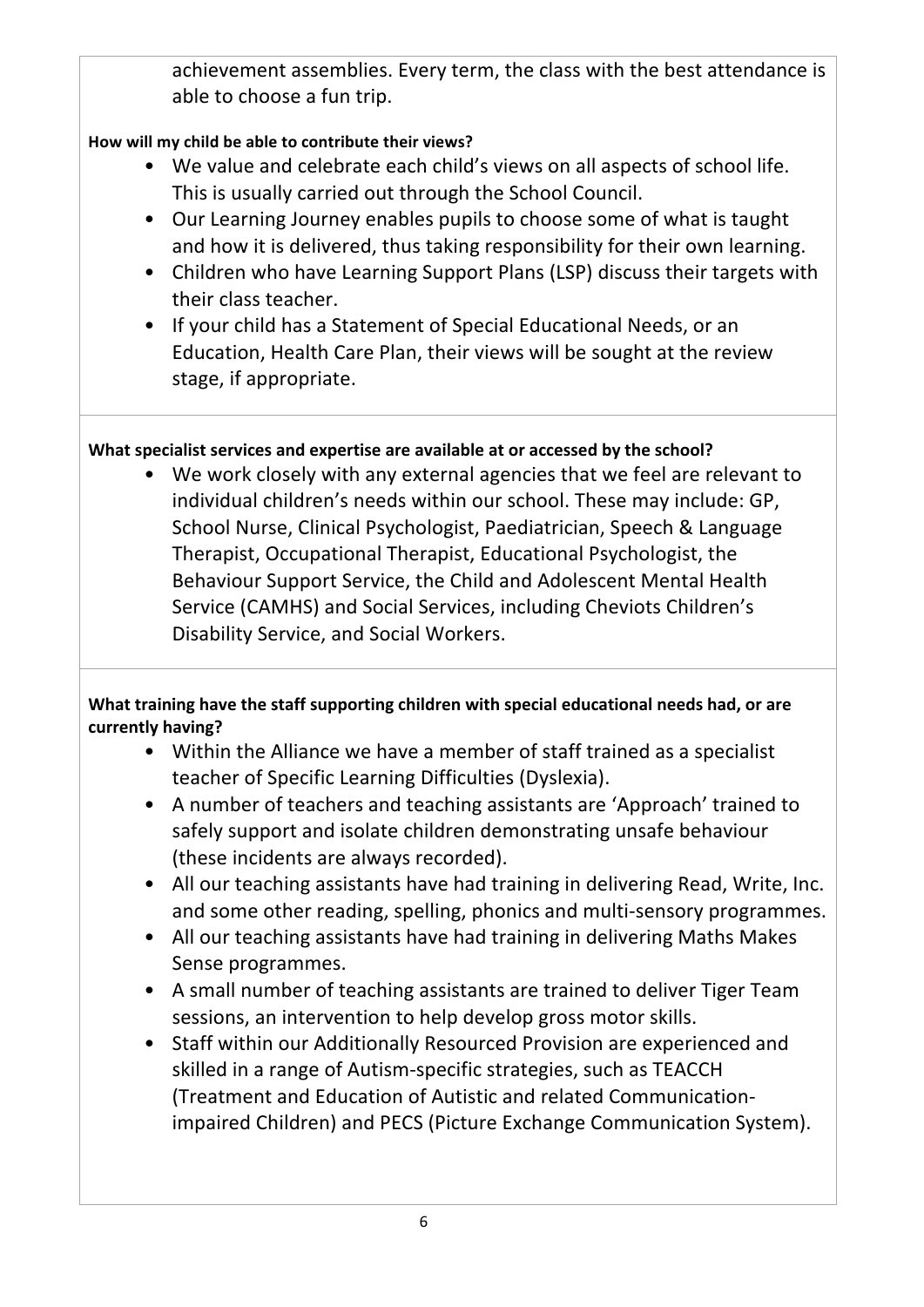achievement assemblies. Every term, the class with the best attendance is able to choose a fun trip.

**How will my child be able to contribute their views?**

- We value and celebrate each child's views on all aspects of school life. This is usually carried out through the School Council.
- Our Learning Journey enables pupils to choose some of what is taught and how it is delivered, thus taking responsibility for their own learning.
- Children who have Learning Support Plans (LSP) discuss their targets with their class teacher.
- If your child has a Statement of Special Educational Needs, or an Education, Health Care Plan, their views will be sought at the review stage, if appropriate.

**What specialist services and expertise are available at or accessed by the school?**

- We work closely with any external agencies that we feel are relevant to individual children's needs within our school. These may include: GP, School Nurse, Clinical Psychologist, Paediatrician, Speech & Language Therapist, Occupational Therapist, Educational Psychologist, the Behaviour Support Service, the Child and Adolescent Mental Health Service (CAMHS) and Social Services, including Cheviots Children's Disability Service, and Social Workers.

**What training have the staff supporting children with special educational needs had, or are currently having?**

- Within the Alliance we have a member of staff trained as a specialist teacher of Specific Learning Difficulties (Dyslexia).
- A number of teachers and teaching assistants are 'Approach' trained to safely support and isolate children demonstrating unsafe behaviour (these incidents are always recorded).
- All our teaching assistants have had training in delivering Read, Write, Inc. and some other reading, spelling, phonics and multi-sensory programmes.
- All our teaching assistants have had training in delivering Maths Makes Sense programmes.
- A small number of teaching assistants are trained to deliver Tiger Team sessions, an intervention to help develop gross motor skills.
- Staff within our Additionally Resourced Provision are experienced and skilled in a range of Autism-specific strategies, such as TEACCH (Treatment and Education of Autistic and related Communication-impaired Children) and PECS (Picture Exchange Communication System).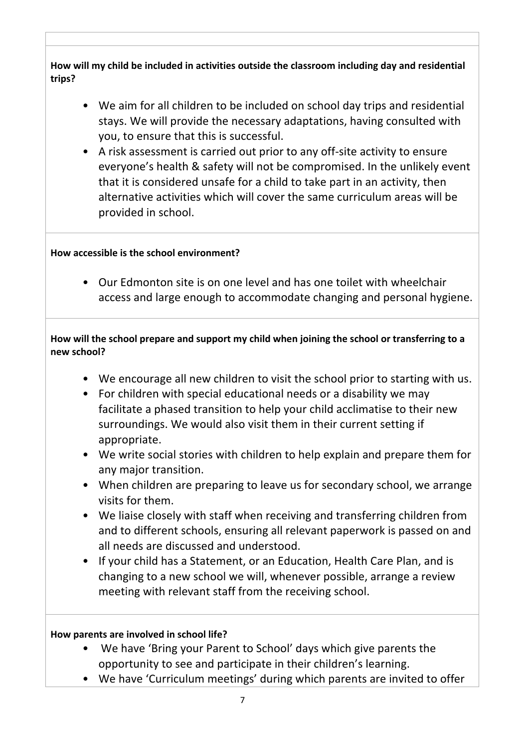**How will my child be included in activities outside the classroom including day and residential trips?**

- We aim for all children to be included on school day trips and residential stays. We will provide the necessary adaptations, having consulted with you, to ensure that this is successful.
- A risk assessment is carried out prior to any off-site activity to ensure everyone's health & safety will not be compromised. In the unlikely event that it is considered unsafe for a child to take part in an activity, then alternative activities which will cover the same curriculum areas will be provided in school.

**How accessible is the school environment?**

- Our Edmonton site is on one level and has one toilet with wheelchair access and large enough to accommodate changing and personal hygiene.

**How will the school prepare and support my child when joining the school or transferring to a new school?**

- We encourage all new children to visit the school prior to starting with us.
- For children with special educational needs or a disability we may facilitate a phased transition to help your child acclimatise to their new surroundings. We would also visit them in their current setting if appropriate.
- We write social stories with children to help explain and prepare them for any major transition.
- When children are preparing to leave us for secondary school, we arrange visits for them.
- We liaise closely with staff when receiving and transferring children from and to different schools, ensuring all relevant paperwork is passed on and all needs are discussed and understood.
- If your child has a Statement, or an Education, Health Care Plan, and is changing to a new school we will, whenever possible, arrange a review meeting with relevant staff from the receiving school.

**How parents are involved in school life?**

- We have 'Bring your Parent to School' days which give parents the opportunity to see and participate in their children's learning.
- We have 'Curriculum meetings' during which parents are invited to offer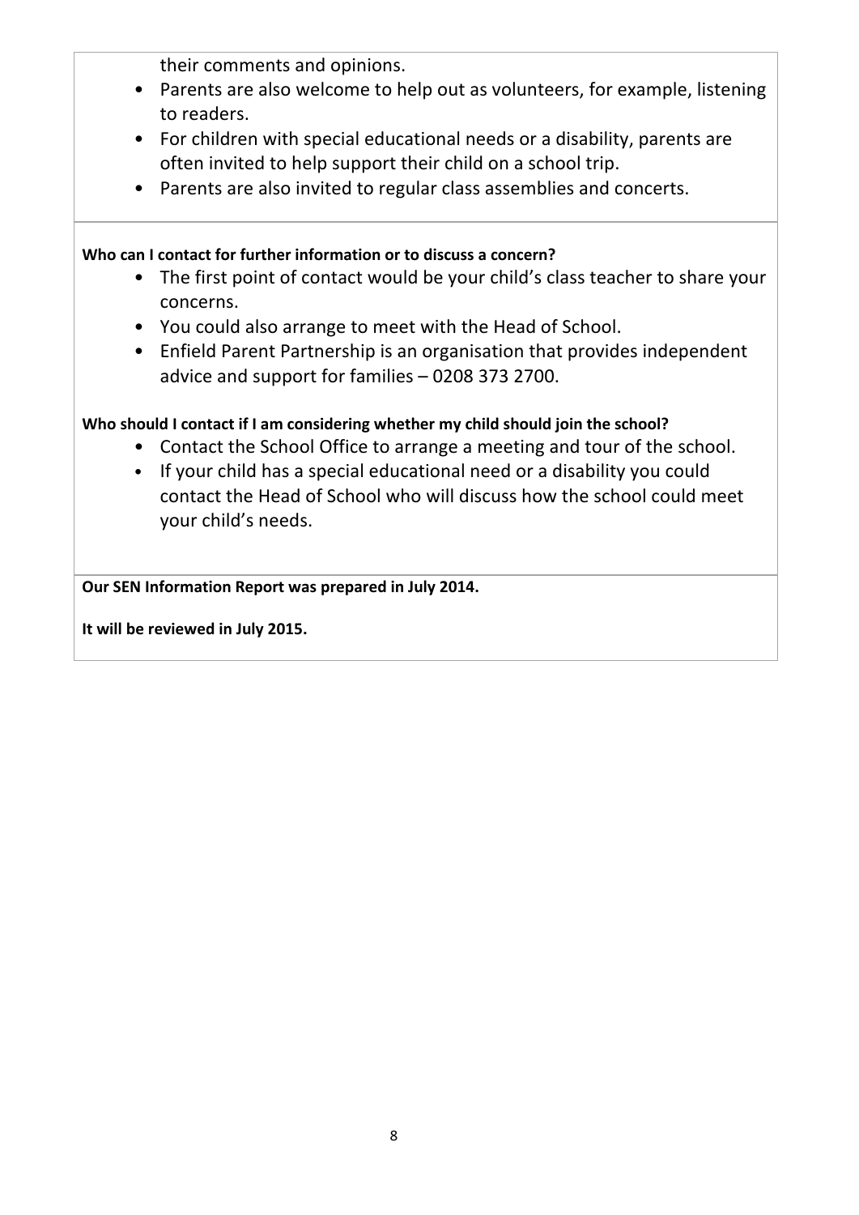their comments and opinions.

- Parents are also welcome to help out as volunteers, for example, listening to readers.
- For children with special educational needs or a disability, parents are often invited to help support their child on a school trip.
- Parents are also invited to regular class assemblies and concerts.

**Who can I contact for further information or to discuss a concern?**

- The first point of contact would be your child's class teacher to share your concerns.
- You could also arrange to meet with the Head of School.
- Enfield Parent Partnership is an organisation that provides independent advice and support for families – 0208 373 2700.

**Who should I contact if I am considering whether my child should join the school?**

- Contact the School Office to arrange a meeting and tour of the school.
- If your child has a special educational need or a disability you could contact the Head of School who will discuss how the school could meet your child's needs.

**Our SEN Information Report was prepared in July 2014.**

**It will be reviewed in July 2015.**